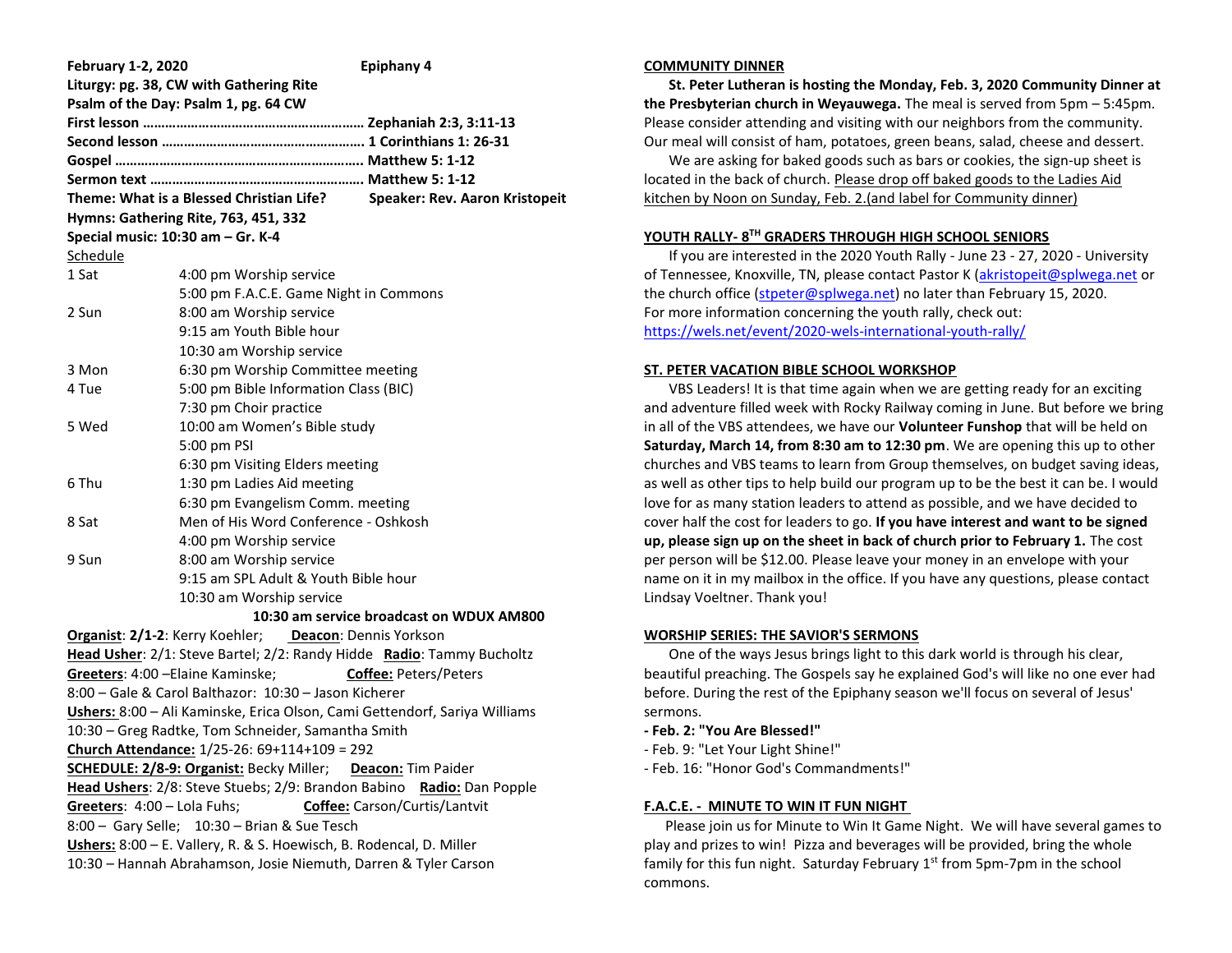**February 1-2, 2020** **Epiphany 4**

**Liturgy: pg. 38, CW with Gathering Rite**

**Psalm of the Day: Psalm 1, pg. 64 CW**

**First lesson ……………………………………………… Zephaniah 2:3, 3:11-13**

**Second lesson ………………………………………… 1 Corinthians 1: 26-31**

**Gospel ………………………………………………….. Matthew 5: 1-12**

**Sermon text …………………………………………… Matthew 5: 1-12**

**Theme: What is a Blessed Christian Life?** **Speaker: Rev. Aaron Kristopeit**

**Hymns: Gathering Rite, 763, 451, 332**

**Special music: 10:30 am – Gr. K-4**

Schedule

| | |
|---|---|
| 1 Sat | 4:00 pm Worship service |
| | 5:00 pm F.A.C.E. Game Night in Commons |
| 2 Sun | 8:00 am Worship service |
| | 9:15 am Youth Bible hour |
| | 10:30 am Worship service |
| 3 Mon | 6:30 pm Worship Committee meeting |
| 4 Tue | 5:00 pm Bible Information Class (BIC) |
| | 7:30 pm Choir practice |
| 5 Wed | 10:00 am Women's Bible study |
| | 5:00 pm PSI |
| | 6:30 pm Visiting Elders meeting |
| 6 Thu | 1:30 pm Ladies Aid meeting |
| | 6:30 pm Evangelism Comm. meeting |
| 8 Sat | Men of His Word Conference - Oshkosh |
| | 4:00 pm Worship service |
| 9 Sun | 8:00 am Worship service |
| | 9:15 am SPL Adult & Youth Bible hour |
| | 10:30 am Worship service |

**10:30 am service broadcast on WDUX AM800**

**Organist**: **2/1-2**: Kerry Koehler; **Deacon**: Dennis Yorkson

**Head Usher**: 2/1: Steve Bartel; 2/2: Randy Hidde **Radio**: Tammy Bucholtz

**Greeters**: 4:00 –Elaine Kaminske; **Coffee:** Peters/Peters

8:00 – Gale & Carol Balthazor; 10:30 – Jason Kicherer

**Ushers:** 8:00 – Ali Kaminske, Erica Olson, Cami Gettendorf, Sariya Williams

10:30 – Greg Radtke, Tom Schneider, Samantha Smith

**Church Attendance:** 1/25-26: 69+114+109 = 292

**SCHEDULE: 2/8-9: Organist:** Becky Miller; **Deacon:** Tim Paider

**Head Ushers**: 2/8: Steve Stuebs; 2/9: Brandon Babino **Radio:** Dan Popple

**Greeters**: 4:00 – Lola Fuhs; **Coffee:** Carson/Curtis/Lantvit

8:00 – Gary Selle; 10:30 – Brian & Sue Tesch

**Ushers:** 8:00 – E. Vallery, R. & S. Hoewisch, B. Rodencal, D. Miller

10:30 – Hannah Abrahamson, Josie Niemuth, Darren & Tyler Carson

## COMMUNITY DINNER

**St. Peter Lutheran is hosting the Monday, Feb. 3, 2020 Community Dinner at the Presbyterian church in Weyauwega.** The meal is served from 5pm – 5:45pm. Please consider attending and visiting with our neighbors from the community. Our meal will consist of ham, potatoes, green beans, salad, cheese and dessert.

We are asking for baked goods such as bars or cookies, the sign-up sheet is located in the back of church. Please drop off baked goods to the Ladies Aid kitchen by Noon on Sunday, Feb. 2.(and label for Community dinner)

## YOUTH RALLY- 8TH GRADERS THROUGH HIGH SCHOOL SENIORS

If you are interested in the 2020 Youth Rally - June 23 - 27, 2020 - University of Tennessee, Knoxville, TN, please contact Pastor K (akristopeit@splwega.net or the church office (stpeter@splwega.net) no later than February 15, 2020. For more information concerning the youth rally, check out: https://wels.net/event/2020-wels-international-youth-rally/

## ST. PETER VACATION BIBLE SCHOOL WORKSHOP

VBS Leaders! It is that time again when we are getting ready for an exciting and adventure filled week with Rocky Railway coming in June. But before we bring in all of the VBS attendees, we have our **Volunteer Funshop** that will be held on **Saturday, March 14, from 8:30 am to 12:30 pm**. We are opening this up to other churches and VBS teams to learn from Group themselves, on budget saving ideas, as well as other tips to help build our program up to be the best it can be. I would love for as many station leaders to attend as possible, and we have decided to cover half the cost for leaders to go. **If you have interest and want to be signed up, please sign up on the sheet in back of church prior to February 1.** The cost per person will be $12.00. Please leave your money in an envelope with your name on it in my mailbox in the office. If you have any questions, please contact Lindsay Voeltner. Thank you!

## WORSHIP SERIES: THE SAVIOR'S SERMONS

One of the ways Jesus brings light to this dark world is through his clear, beautiful preaching. The Gospels say he explained God's will like no one ever had before. During the rest of the Epiphany season we'll focus on several of Jesus' sermons.

- **Feb. 2: "You Are Blessed!"**
- Feb. 9: "Let Your Light Shine!"
- Feb. 16: "Honor God's Commandments!"

## F.A.C.E. - MINUTE TO WIN IT FUN NIGHT

Please join us for Minute to Win It Game Night. We will have several games to play and prizes to win! Pizza and beverages will be provided, bring the whole family for this fun night. Saturday February 1st from 5pm-7pm in the school commons.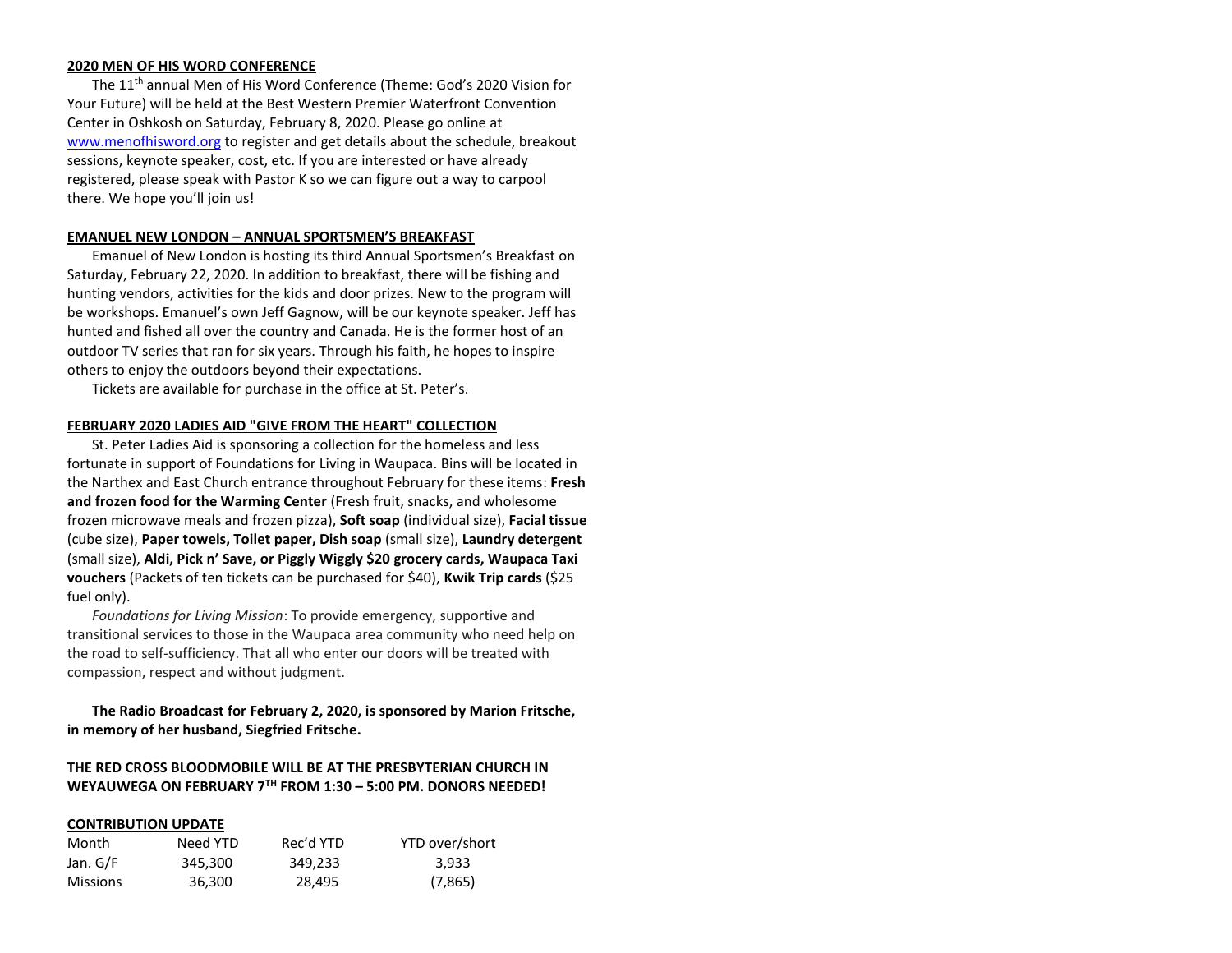**2020 MEN OF HIS WORD CONFERENCE**

The 11th annual Men of His Word Conference (Theme: God's 2020 Vision for Your Future) will be held at the Best Western Premier Waterfront Convention Center in Oshkosh on Saturday, February 8, 2020. Please go online at www.menofhisword.org to register and get details about the schedule, breakout sessions, keynote speaker, cost, etc. If you are interested or have already registered, please speak with Pastor K so we can figure out a way to carpool there. We hope you'll join us!

**EMANUEL NEW LONDON – ANNUAL SPORTSMEN'S BREAKFAST**

Emanuel of New London is hosting its third Annual Sportsmen's Breakfast on Saturday, February 22, 2020. In addition to breakfast, there will be fishing and hunting vendors, activities for the kids and door prizes. New to the program will be workshops. Emanuel's own Jeff Gagnow, will be our keynote speaker. Jeff has hunted and fished all over the country and Canada. He is the former host of an outdoor TV series that ran for six years. Through his faith, he hopes to inspire others to enjoy the outdoors beyond their expectations.

Tickets are available for purchase in the office at St. Peter's.

**FEBRUARY 2020 LADIES AID "GIVE FROM THE HEART" COLLECTION**

St. Peter Ladies Aid is sponsoring a collection for the homeless and less fortunate in support of Foundations for Living in Waupaca. Bins will be located in the Narthex and East Church entrance throughout February for these items: **Fresh and frozen food for the Warming Center** (Fresh fruit, snacks, and wholesome frozen microwave meals and frozen pizza), **Soft soap** (individual size), **Facial tissue** (cube size), **Paper towels, Toilet paper, Dish soap** (small size), **Laundry detergent** (small size), **Aldi, Pick n' Save, or Piggly Wiggly $20 grocery cards, Waupaca Taxi vouchers** (Packets of ten tickets can be purchased for $40), **Kwik Trip cards** ($25 fuel only).

*Foundations for Living Mission*: To provide emergency, supportive and transitional services to those in the Waupaca area community who need help on the road to self-sufficiency. That all who enter our doors will be treated with compassion, respect and without judgment.

**The Radio Broadcast for February 2, 2020, is sponsored by Marion Fritsche, in memory of her husband, Siegfried Fritsche.**

**THE RED CROSS BLOODMOBILE WILL BE AT THE PRESBYTERIAN CHURCH IN WEYAUWEGA ON FEBRUARY 7TH FROM 1:30 – 5:00 PM. DONORS NEEDED!**

**CONTRIBUTION UPDATE**

| Month | Need YTD | Rec'd YTD | YTD over/short |
|---|---|---|---|
| Jan. G/F | 345,300 | 349,233 | 3,933 |
| Missions | 36,300 | 28,495 | (7,865) |